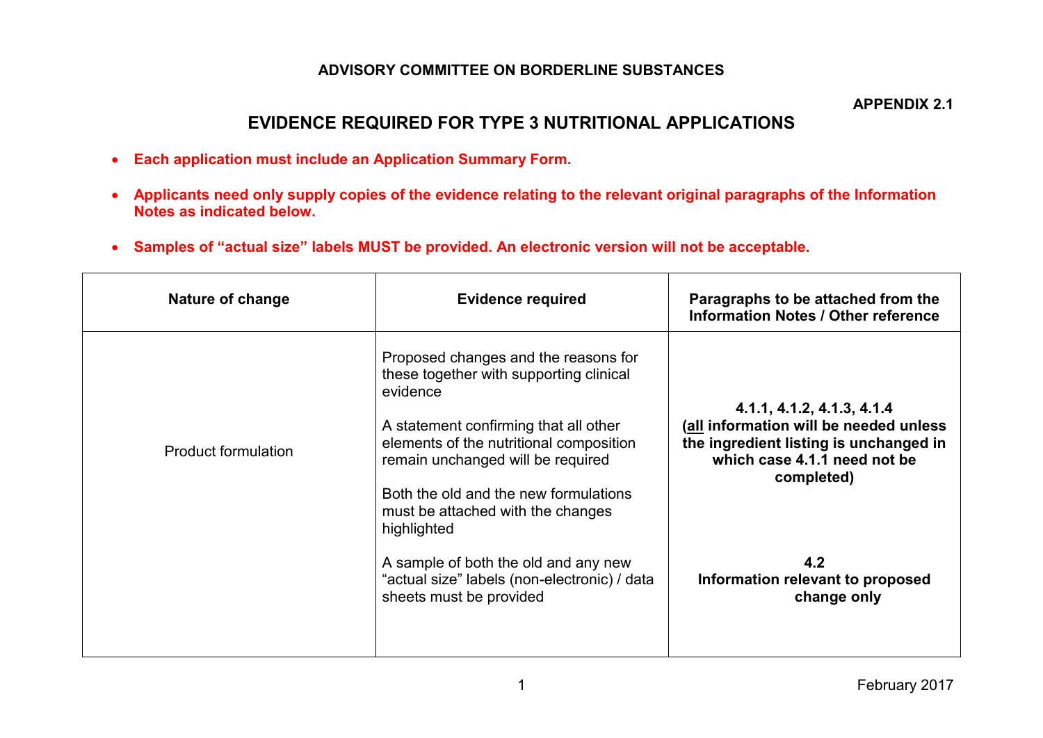**ADVISORY COMMITTEE ON BORDERLINE SUBSTANCES**

**APPENDIX 2.1**

# EVIDENCE REQUIRED FOR TYPE 3 NUTRITIONAL APPLICATIONS

- **Each application must include an Application Summary Form.**
- **Applicants need only supply copies of the evidence relating to the relevant original paragraphs of the Information Notes as indicated below.**
- **Samples of "actual size" labels MUST be provided. An electronic version will not be acceptable.**

| Nature of change | Evidence required | Paragraphs to be attached from the Information Notes / Other reference |
|---|---|---|
| Product formulation | Proposed changes and the reasons for these together with supporting clinical evidence<br><br>A statement confirming that all other elements of the nutritional composition remain unchanged will be required<br><br>Both the old and the new formulations must be attached with the changes highlighted<br><br>A sample of both the old and any new "actual size" labels (non-electronic) / data sheets must be provided | **4.1.1, 4.1.2, 4.1.3, 4.1.4 (all information will be needed unless the ingredient listing is unchanged in which case 4.1.1 need not be completed)**<br><br>**4.2 Information relevant to proposed change only** |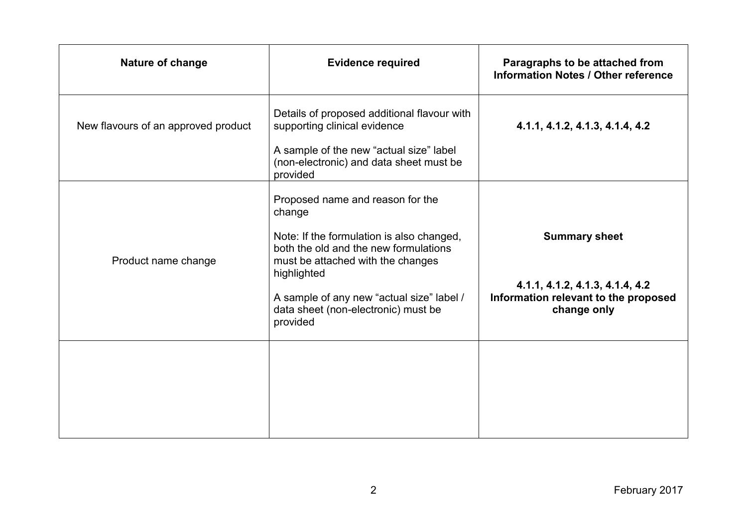| Nature of change | Evidence required | Paragraphs to be attached from Information Notes / Other reference |
| --- | --- | --- |
| New flavours of an approved product | Details of proposed additional flavour with supporting clinical evidence<br><br>A sample of the new "actual size" label (non-electronic) and data sheet must be provided | **4.1.1, 4.1.2, 4.1.3, 4.1.4, 4.2** |
| Product name change | Proposed name and reason for the change<br><br>Note: If the formulation is also changed, both the old and the new formulations must be attached with the changes highlighted<br><br>A sample of any new "actual size" label / data sheet (non-electronic) must be provided | **Summary sheet**<br><br>**4.1.1, 4.1.2, 4.1.3, 4.1.4, 4.2**<br>**Information relevant to the proposed change only** |
| | | |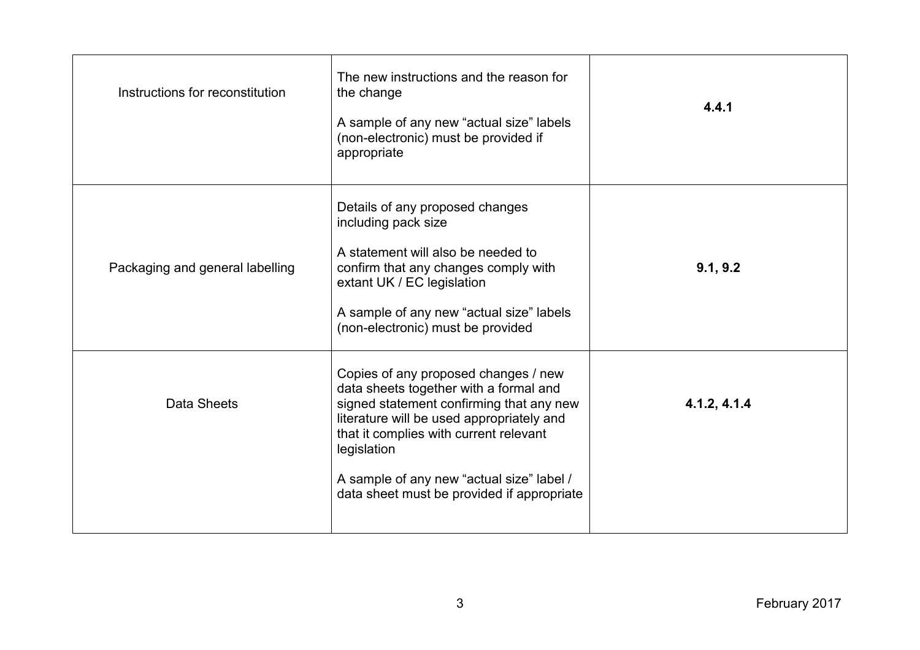| | | |
|---|---|---|
| Instructions for reconstitution | The new instructions and the reason for the change<br><br>A sample of any new "actual size" labels (non-electronic) must be provided if appropriate | **4.4.1** |
| Packaging and general labelling | Details of any proposed changes including pack size<br><br>A statement will also be needed to confirm that any changes comply with extant UK / EC legislation<br><br>A sample of any new "actual size" labels (non-electronic) must be provided | **9.1, 9.2** |
| Data Sheets | Copies of any proposed changes / new data sheets together with a formal and signed statement confirming that any new literature will be used appropriately and that it complies with current relevant legislation<br><br>A sample of any new "actual size" label / data sheet must be provided if appropriate | **4.1.2, 4.1.4** |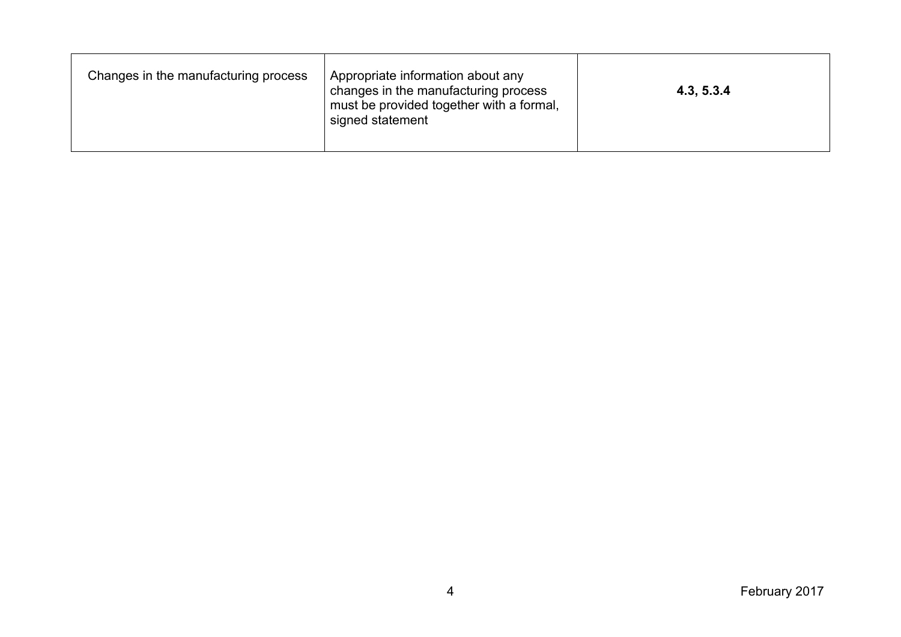| | | |
|---|---|---|
| Changes in the manufacturing process | Appropriate information about any changes in the manufacturing process must be provided together with a formal, signed statement | **4.3, 5.3.4** |